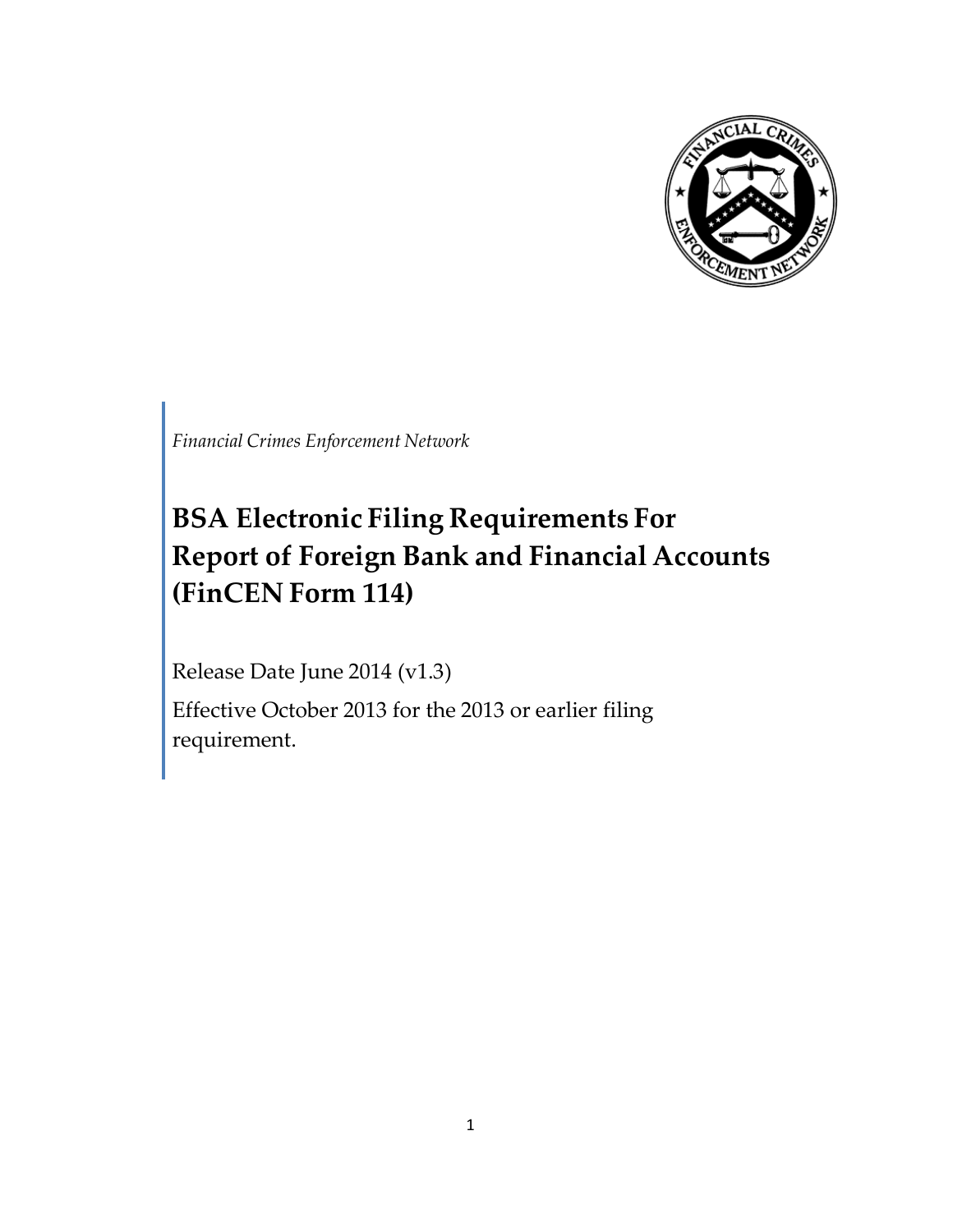*Financial Crimes Enforcement Network*

# BSA Electronic Filing Requirements For Report of Foreign Bank and Financial Accounts (FinCEN Form 114)

Release Date June 2014 (v1.3)

Effective October 2013 for the 2013 or earlier filing requirement.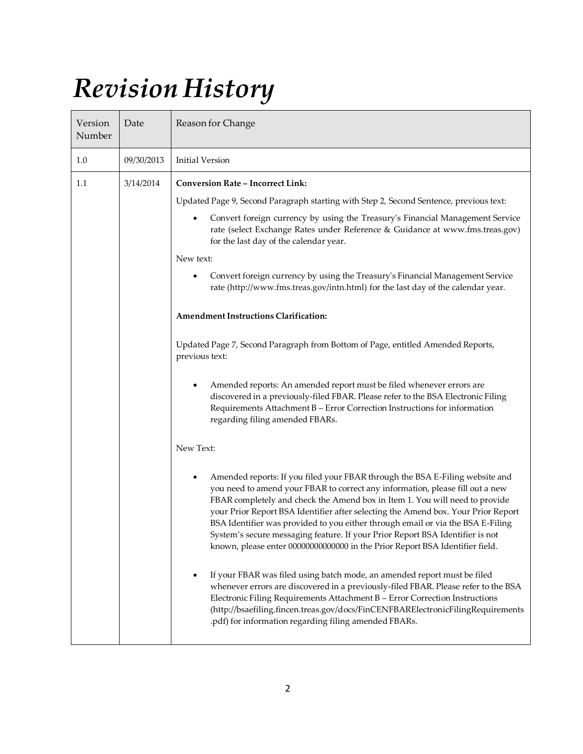# *Revision History*

| Version Number | Date | Reason for Change |
|---|---|---|
| 1.0 | 09/30/2013 | Initial Version |
| 1.1 | 3/14/2014 | **Conversion Rate – Incorrect Link:**<br><br>Updated Page 9, Second Paragraph starting with Step 2, Second Sentence, previous text:<br><br>• Convert foreign currency by using the Treasury's Financial Management Service rate (select Exchange Rates under Reference & Guidance at www.fms.treas.gov) for the last day of the calendar year.<br><br>New text:<br><br>• Convert foreign currency by using the Treasury's Financial Management Service rate (http://www.fms.treas.gov/intn.html) for the last day of the calendar year.<br><br>**Amendment Instructions Clarification:**<br><br>Updated Page 7, Second Paragraph from Bottom of Page, entitled Amended Reports, previous text:<br><br>• Amended reports: An amended report must be filed whenever errors are discovered in a previously-filed FBAR. Please refer to the BSA Electronic Filing Requirements Attachment B – Error Correction Instructions for information regarding filing amended FBARs.<br><br>New Text:<br><br>• Amended reports: If you filed your FBAR through the BSA E-Filing website and you need to amend your FBAR to correct any information, please fill out a new FBAR completely and check the Amend box in Item 1. You will need to provide your Prior Report BSA Identifier after selecting the Amend box. Your Prior Report BSA Identifier was provided to you either through email or via the BSA E-Filing System's secure messaging feature. If your Prior Report BSA Identifier is not known, please enter 00000000000000 in the Prior Report BSA Identifier field.<br><br>• If your FBAR was filed using batch mode, an amended report must be filed whenever errors are discovered in a previously-filed FBAR. Please refer to the BSA Electronic Filing Requirements Attachment B – Error Correction Instructions (http://bsaefiling.fincen.treas.gov/docs/FinCENFBARElectronicFilingRequirements.pdf) for information regarding filing amended FBARs. |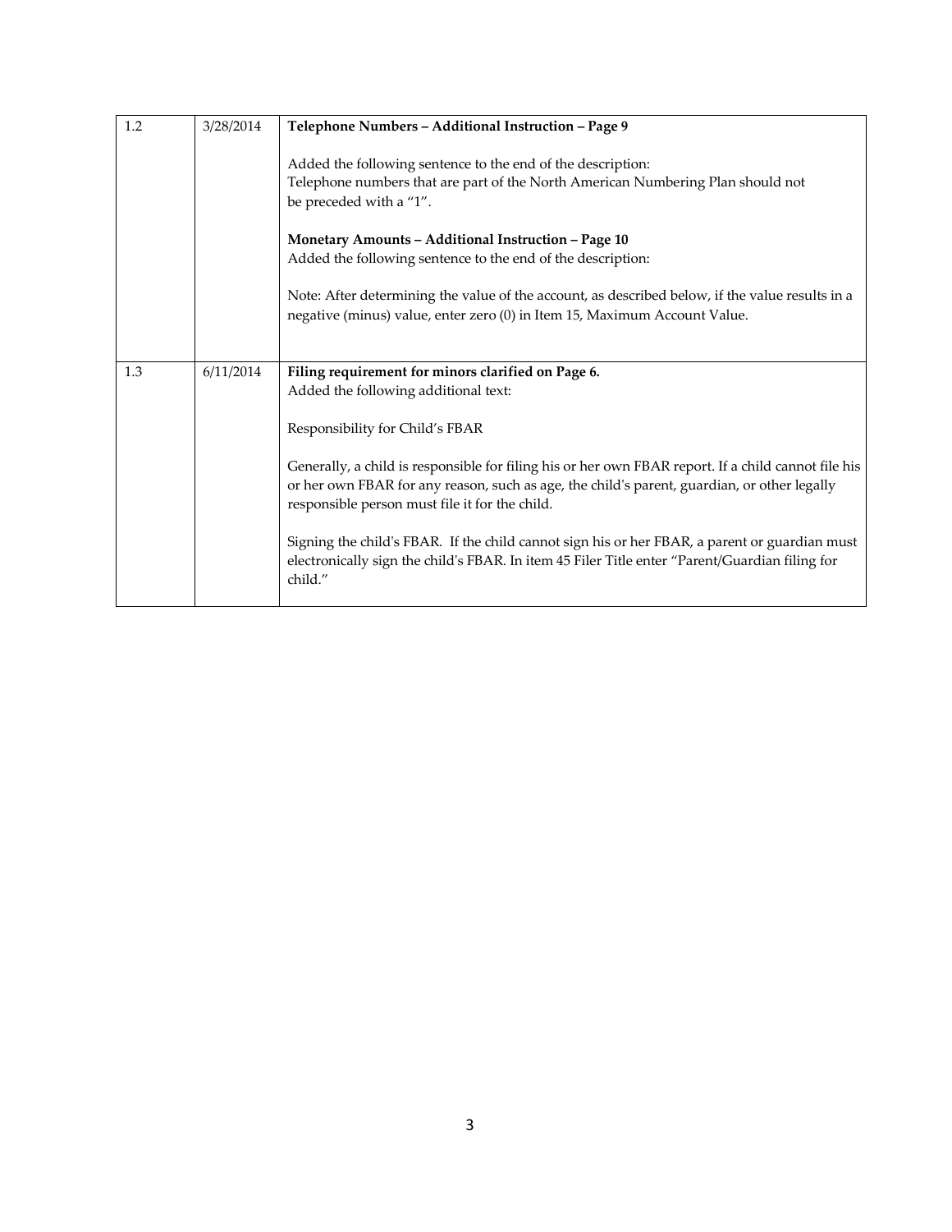| | | |
|---|---|---|
| 1.2 | 3/28/2014 | **Telephone Numbers – Additional Instruction – Page 9**<br><br>Added the following sentence to the end of the description:<br>Telephone numbers that are part of the North American Numbering Plan should not be preceded with a "1".<br><br>**Monetary Amounts – Additional Instruction – Page 10**<br>Added the following sentence to the end of the description:<br><br>Note: After determining the value of the account, as described below, if the value results in a negative (minus) value, enter zero (0) in Item 15, Maximum Account Value. |
| 1.3 | 6/11/2014 | **Filing requirement for minors clarified on Page 6.**<br>Added the following additional text:<br><br>Responsibility for Child's FBAR<br><br>Generally, a child is responsible for filing his or her own FBAR report. If a child cannot file his or her own FBAR for any reason, such as age, the child's parent, guardian, or other legally responsible person must file it for the child.<br><br>Signing the child's FBAR. If the child cannot sign his or her FBAR, a parent or guardian must electronically sign the child's FBAR. In item 45 Filer Title enter "Parent/Guardian filing for child." |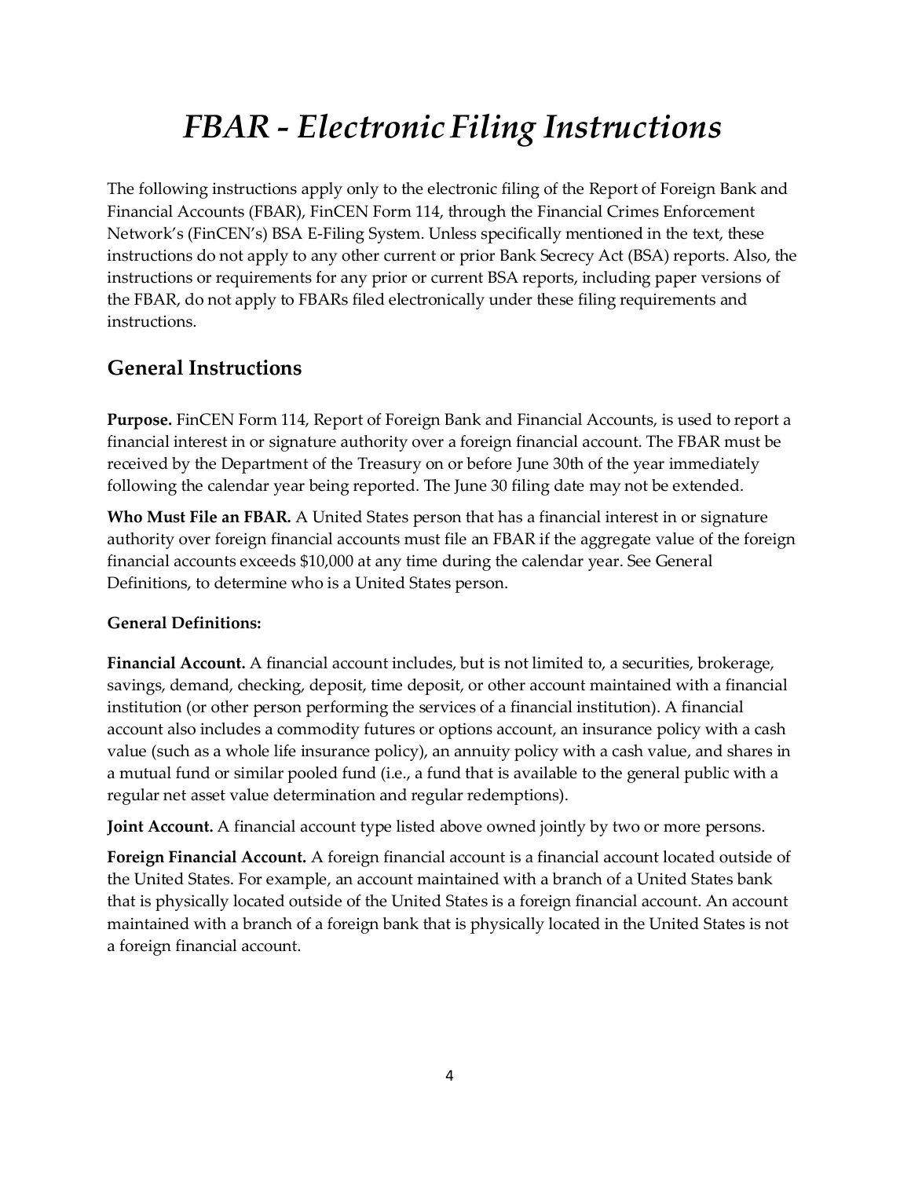# *FBAR - Electronic Filing Instructions*

The following instructions apply only to the electronic filing of the Report of Foreign Bank and Financial Accounts (FBAR), FinCEN Form 114, through the Financial Crimes Enforcement Network's (FinCEN's) BSA E-Filing System. Unless specifically mentioned in the text, these instructions do not apply to any other current or prior Bank Secrecy Act (BSA) reports. Also, the instructions or requirements for any prior or current BSA reports, including paper versions of the FBAR, do not apply to FBARs filed electronically under these filing requirements and instructions.

## General Instructions

**Purpose.** FinCEN Form 114, Report of Foreign Bank and Financial Accounts, is used to report a financial interest in or signature authority over a foreign financial account. The FBAR must be received by the Department of the Treasury on or before June 30th of the year immediately following the calendar year being reported. The June 30 filing date may not be extended.

**Who Must File an FBAR.** A United States person that has a financial interest in or signature authority over foreign financial accounts must file an FBAR if the aggregate value of the foreign financial accounts exceeds $10,000 at any time during the calendar year. See General Definitions, to determine who is a United States person.

**General Definitions:**

**Financial Account.** A financial account includes, but is not limited to, a securities, brokerage, savings, demand, checking, deposit, time deposit, or other account maintained with a financial institution (or other person performing the services of a financial institution). A financial account also includes a commodity futures or options account, an insurance policy with a cash value (such as a whole life insurance policy), an annuity policy with a cash value, and shares in a mutual fund or similar pooled fund (i.e., a fund that is available to the general public with a regular net asset value determination and regular redemptions).

**Joint Account.** A financial account type listed above owned jointly by two or more persons.

**Foreign Financial Account.** A foreign financial account is a financial account located outside of the United States. For example, an account maintained with a branch of a United States bank that is physically located outside of the United States is a foreign financial account. An account maintained with a branch of a foreign bank that is physically located in the United States is not a foreign financial account.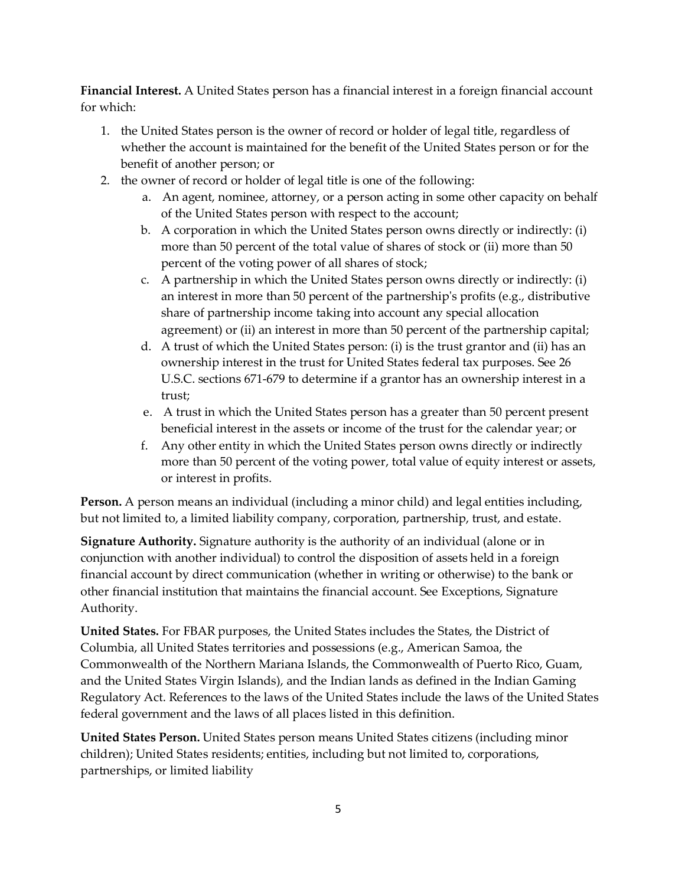**Financial Interest.** A United States person has a financial interest in a foreign financial account for which:

1. the United States person is the owner of record or holder of legal title, regardless of whether the account is maintained for the benefit of the United States person or for the benefit of another person; or
2. the owner of record or holder of legal title is one of the following:
   a. An agent, nominee, attorney, or a person acting in some other capacity on behalf of the United States person with respect to the account;
   b. A corporation in which the United States person owns directly or indirectly: (i) more than 50 percent of the total value of shares of stock or (ii) more than 50 percent of the voting power of all shares of stock;
   c. A partnership in which the United States person owns directly or indirectly: (i) an interest in more than 50 percent of the partnership's profits (e.g., distributive share of partnership income taking into account any special allocation agreement) or (ii) an interest in more than 50 percent of the partnership capital;
   d. A trust of which the United States person: (i) is the trust grantor and (ii) has an ownership interest in the trust for United States federal tax purposes. See 26 U.S.C. sections 671-679 to determine if a grantor has an ownership interest in a trust;
   e. A trust in which the United States person has a greater than 50 percent present beneficial interest in the assets or income of the trust for the calendar year; or
   f. Any other entity in which the United States person owns directly or indirectly more than 50 percent of the voting power, total value of equity interest or assets, or interest in profits.

**Person.** A person means an individual (including a minor child) and legal entities including, but not limited to, a limited liability company, corporation, partnership, trust, and estate.

**Signature Authority.** Signature authority is the authority of an individual (alone or in conjunction with another individual) to control the disposition of assets held in a foreign financial account by direct communication (whether in writing or otherwise) to the bank or other financial institution that maintains the financial account. See Exceptions, Signature Authority.

**United States.** For FBAR purposes, the United States includes the States, the District of Columbia, all United States territories and possessions (e.g., American Samoa, the Commonwealth of the Northern Mariana Islands, the Commonwealth of Puerto Rico, Guam, and the United States Virgin Islands), and the Indian lands as defined in the Indian Gaming Regulatory Act. References to the laws of the United States include the laws of the United States federal government and the laws of all places listed in this definition.

**United States Person.** United States person means United States citizens (including minor children); United States residents; entities, including but not limited to, corporations, partnerships, or limited liability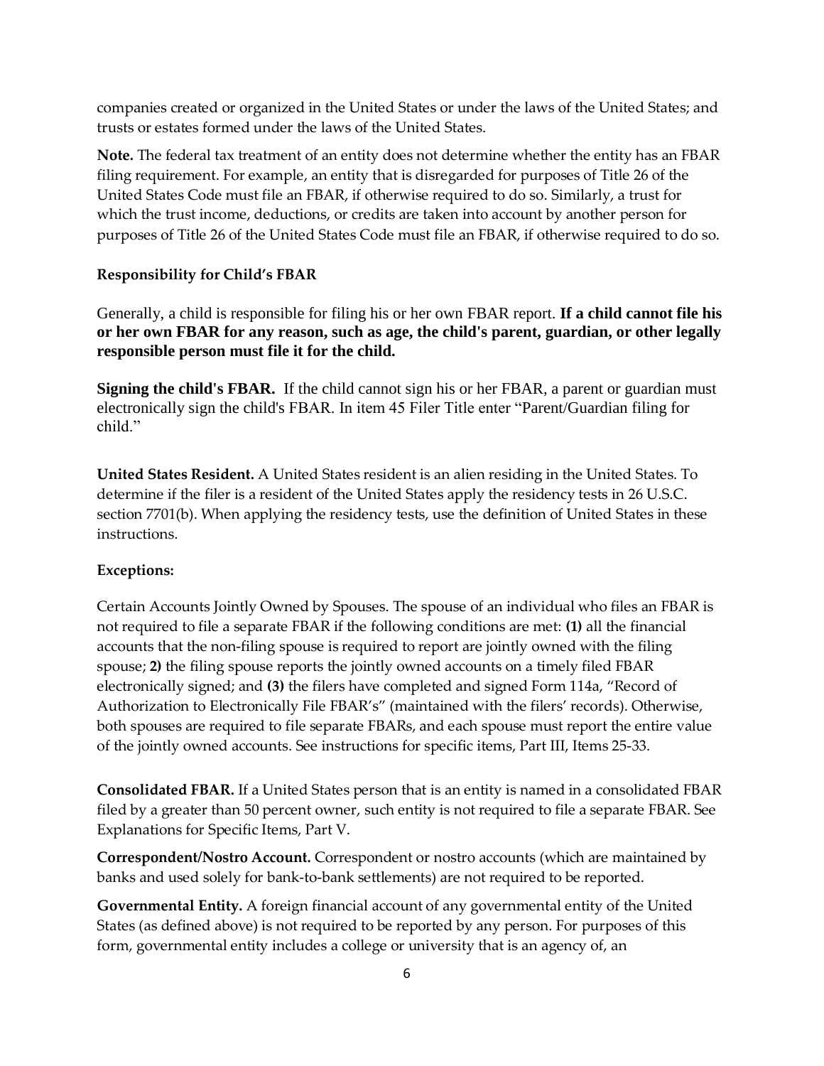companies created or organized in the United States or under the laws of the United States; and trusts or estates formed under the laws of the United States.

**Note.** The federal tax treatment of an entity does not determine whether the entity has an FBAR filing requirement. For example, an entity that is disregarded for purposes of Title 26 of the United States Code must file an FBAR, if otherwise required to do so. Similarly, a trust for which the trust income, deductions, or credits are taken into account by another person for purposes of Title 26 of the United States Code must file an FBAR, if otherwise required to do so.

**Responsibility for Child's FBAR**

Generally, a child is responsible for filing his or her own FBAR report. **If a child cannot file his or her own FBAR for any reason, such as age, the child's parent, guardian, or other legally responsible person must file it for the child.**

**Signing the child's FBAR.** If the child cannot sign his or her FBAR, a parent or guardian must electronically sign the child's FBAR. In item 45 Filer Title enter "Parent/Guardian filing for child."

**United States Resident.** A United States resident is an alien residing in the United States. To determine if the filer is a resident of the United States apply the residency tests in 26 U.S.C. section 7701(b). When applying the residency tests, use the definition of United States in these instructions.

**Exceptions:**

Certain Accounts Jointly Owned by Spouses. The spouse of an individual who files an FBAR is not required to file a separate FBAR if the following conditions are met: **(1)** all the financial accounts that the non-filing spouse is required to report are jointly owned with the filing spouse; **2)** the filing spouse reports the jointly owned accounts on a timely filed FBAR electronically signed; and **(3)** the filers have completed and signed Form 114a, "Record of Authorization to Electronically File FBAR's" (maintained with the filers' records). Otherwise, both spouses are required to file separate FBARs, and each spouse must report the entire value of the jointly owned accounts. See instructions for specific items, Part III, Items 25-33.

**Consolidated FBAR.** If a United States person that is an entity is named in a consolidated FBAR filed by a greater than 50 percent owner, such entity is not required to file a separate FBAR. See Explanations for Specific Items, Part V.

**Correspondent/Nostro Account.** Correspondent or nostro accounts (which are maintained by banks and used solely for bank-to-bank settlements) are not required to be reported.

**Governmental Entity.** A foreign financial account of any governmental entity of the United States (as defined above) is not required to be reported by any person. For purposes of this form, governmental entity includes a college or university that is an agency of, an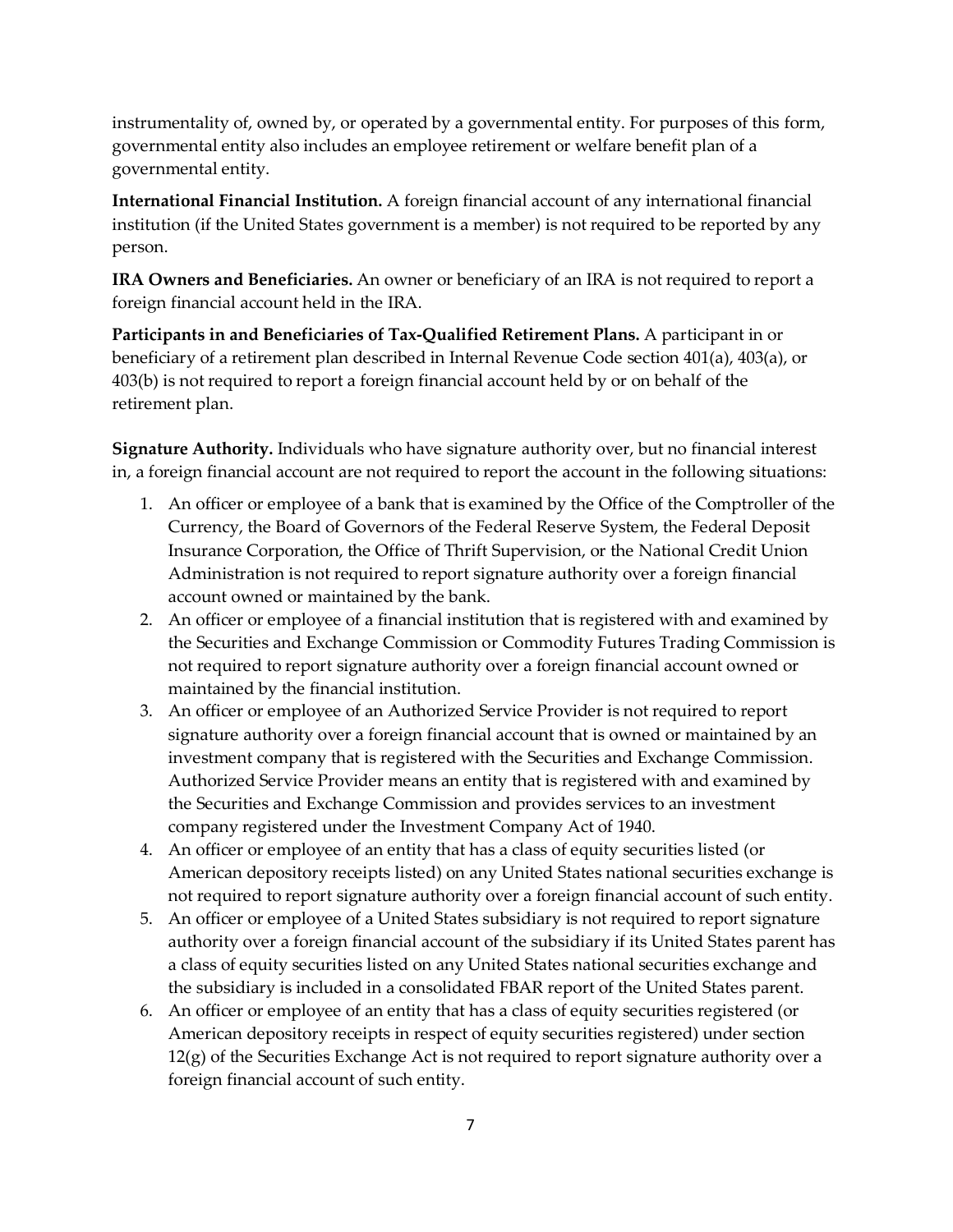instrumentality of, owned by, or operated by a governmental entity. For purposes of this form, governmental entity also includes an employee retirement or welfare benefit plan of a governmental entity.

**International Financial Institution.** A foreign financial account of any international financial institution (if the United States government is a member) is not required to be reported by any person.

**IRA Owners and Beneficiaries.** An owner or beneficiary of an IRA is not required to report a foreign financial account held in the IRA.

**Participants in and Beneficiaries of Tax-Qualified Retirement Plans.** A participant in or beneficiary of a retirement plan described in Internal Revenue Code section 401(a), 403(a), or 403(b) is not required to report a foreign financial account held by or on behalf of the retirement plan.

**Signature Authority.** Individuals who have signature authority over, but no financial interest in, a foreign financial account are not required to report the account in the following situations:

1. An officer or employee of a bank that is examined by the Office of the Comptroller of the Currency, the Board of Governors of the Federal Reserve System, the Federal Deposit Insurance Corporation, the Office of Thrift Supervision, or the National Credit Union Administration is not required to report signature authority over a foreign financial account owned or maintained by the bank.
2. An officer or employee of a financial institution that is registered with and examined by the Securities and Exchange Commission or Commodity Futures Trading Commission is not required to report signature authority over a foreign financial account owned or maintained by the financial institution.
3. An officer or employee of an Authorized Service Provider is not required to report signature authority over a foreign financial account that is owned or maintained by an investment company that is registered with the Securities and Exchange Commission. Authorized Service Provider means an entity that is registered with and examined by the Securities and Exchange Commission and provides services to an investment company registered under the Investment Company Act of 1940.
4. An officer or employee of an entity that has a class of equity securities listed (or American depository receipts listed) on any United States national securities exchange is not required to report signature authority over a foreign financial account of such entity.
5. An officer or employee of a United States subsidiary is not required to report signature authority over a foreign financial account of the subsidiary if its United States parent has a class of equity securities listed on any United States national securities exchange and the subsidiary is included in a consolidated FBAR report of the United States parent.
6. An officer or employee of an entity that has a class of equity securities registered (or American depository receipts in respect of equity securities registered) under section 12(g) of the Securities Exchange Act is not required to report signature authority over a foreign financial account of such entity.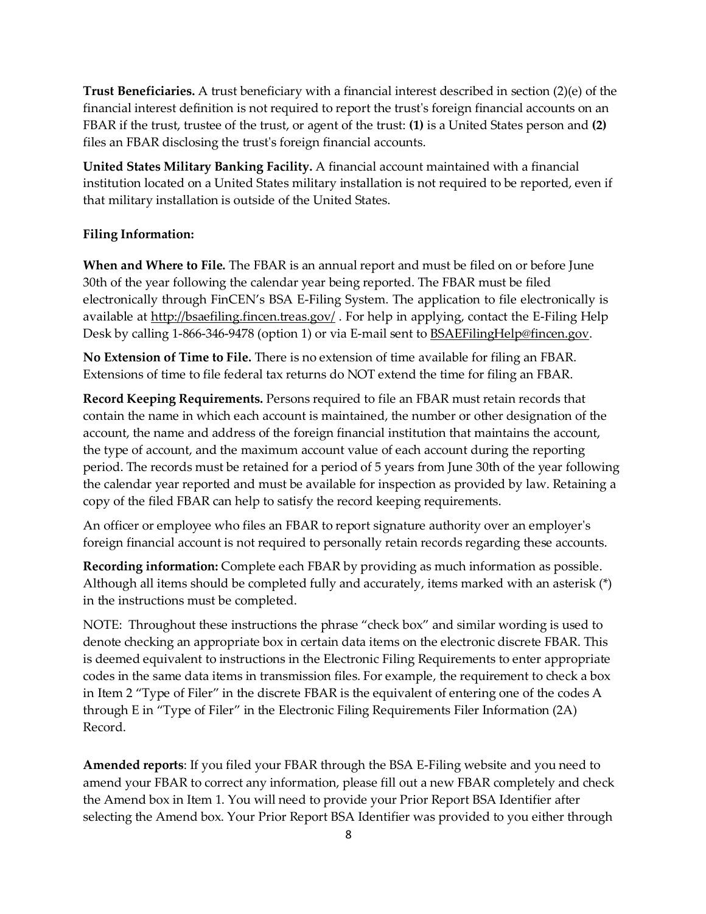**Trust Beneficiaries.** A trust beneficiary with a financial interest described in section (2)(e) of the financial interest definition is not required to report the trust's foreign financial accounts on an FBAR if the trust, trustee of the trust, or agent of the trust: **(1)** is a United States person and **(2)** files an FBAR disclosing the trust's foreign financial accounts.

**United States Military Banking Facility.** A financial account maintained with a financial institution located on a United States military installation is not required to be reported, even if that military installation is outside of the United States.

**Filing Information:**

**When and Where to File.** The FBAR is an annual report and must be filed on or before June 30th of the year following the calendar year being reported. The FBAR must be filed electronically through FinCEN's BSA E-Filing System. The application to file electronically is available at http://bsaefiling.fincen.treas.gov/ . For help in applying, contact the E-Filing Help Desk by calling 1-866-346-9478 (option 1) or via E-mail sent to BSAEFilingHelp@fincen.gov.

**No Extension of Time to File.** There is no extension of time available for filing an FBAR. Extensions of time to file federal tax returns do NOT extend the time for filing an FBAR.

**Record Keeping Requirements.** Persons required to file an FBAR must retain records that contain the name in which each account is maintained, the number or other designation of the account, the name and address of the foreign financial institution that maintains the account, the type of account, and the maximum account value of each account during the reporting period. The records must be retained for a period of 5 years from June 30th of the year following the calendar year reported and must be available for inspection as provided by law. Retaining a copy of the filed FBAR can help to satisfy the record keeping requirements.

An officer or employee who files an FBAR to report signature authority over an employer's foreign financial account is not required to personally retain records regarding these accounts.

**Recording information:** Complete each FBAR by providing as much information as possible. Although all items should be completed fully and accurately, items marked with an asterisk (*) in the instructions must be completed.

NOTE: Throughout these instructions the phrase "check box" and similar wording is used to denote checking an appropriate box in certain data items on the electronic discrete FBAR. This is deemed equivalent to instructions in the Electronic Filing Requirements to enter appropriate codes in the same data items in transmission files. For example, the requirement to check a box in Item 2 "Type of Filer" in the discrete FBAR is the equivalent of entering one of the codes A through E in "Type of Filer" in the Electronic Filing Requirements Filer Information (2A) Record.

**Amended reports**: If you filed your FBAR through the BSA E-Filing website and you need to amend your FBAR to correct any information, please fill out a new FBAR completely and check the Amend box in Item 1. You will need to provide your Prior Report BSA Identifier after selecting the Amend box. Your Prior Report BSA Identifier was provided to you either through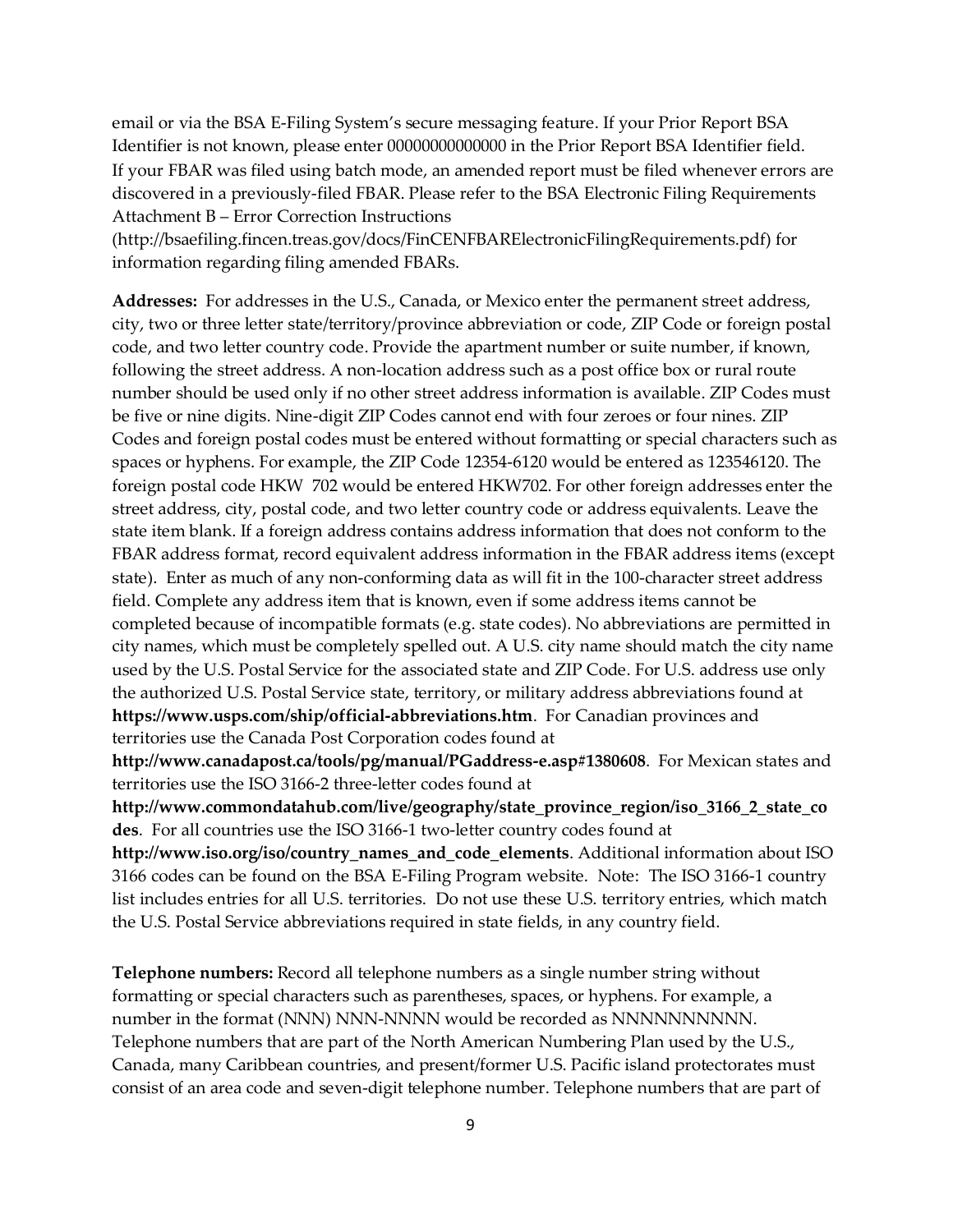email or via the BSA E-Filing System's secure messaging feature. If your Prior Report BSA Identifier is not known, please enter 00000000000000 in the Prior Report BSA Identifier field. If your FBAR was filed using batch mode, an amended report must be filed whenever errors are discovered in a previously-filed FBAR. Please refer to the BSA Electronic Filing Requirements Attachment B – Error Correction Instructions (http://bsaefiling.fincen.treas.gov/docs/FinCENFBARElectronicFilingRequirements.pdf) for information regarding filing amended FBARs.

**Addresses:** For addresses in the U.S., Canada, or Mexico enter the permanent street address, city, two or three letter state/territory/province abbreviation or code, ZIP Code or foreign postal code, and two letter country code. Provide the apartment number or suite number, if known, following the street address. A non-location address such as a post office box or rural route number should be used only if no other street address information is available. ZIP Codes must be five or nine digits. Nine-digit ZIP Codes cannot end with four zeroes or four nines. ZIP Codes and foreign postal codes must be entered without formatting or special characters such as spaces or hyphens. For example, the ZIP Code 12354-6120 would be entered as 123546120. The foreign postal code HKW 702 would be entered HKW702. For other foreign addresses enter the street address, city, postal code, and two letter country code or address equivalents. Leave the state item blank. If a foreign address contains address information that does not conform to the FBAR address format, record equivalent address information in the FBAR address items (except state). Enter as much of any non-conforming data as will fit in the 100-character street address field. Complete any address item that is known, even if some address items cannot be completed because of incompatible formats (e.g. state codes). No abbreviations are permitted in city names, which must be completely spelled out. A U.S. city name should match the city name used by the U.S. Postal Service for the associated state and ZIP Code. For U.S. address use only the authorized U.S. Postal Service state, territory, or military address abbreviations found at **https://www.usps.com/ship/official-abbreviations.htm**. For Canadian provinces and territories use the Canada Post Corporation codes found at **http://www.canadapost.ca/tools/pg/manual/PGaddress-e.asp#1380608**. For Mexican states and territories use the ISO 3166-2 three-letter codes found at **http://www.commondatahub.com/live/geography/state_province_region/iso_3166_2_state_codes**. For all countries use the ISO 3166-1 two-letter country codes found at **http://www.iso.org/iso/country_names_and_code_elements**. Additional information about ISO 3166 codes can be found on the BSA E-Filing Program website. Note: The ISO 3166-1 country list includes entries for all U.S. territories. Do not use these U.S. territory entries, which match the U.S. Postal Service abbreviations required in state fields, in any country field.

**Telephone numbers:** Record all telephone numbers as a single number string without formatting or special characters such as parentheses, spaces, or hyphens. For example, a number in the format (NNN) NNN-NNNN would be recorded as NNNNNNNNNN. Telephone numbers that are part of the North American Numbering Plan used by the U.S., Canada, many Caribbean countries, and present/former U.S. Pacific island protectorates must consist of an area code and seven-digit telephone number. Telephone numbers that are part of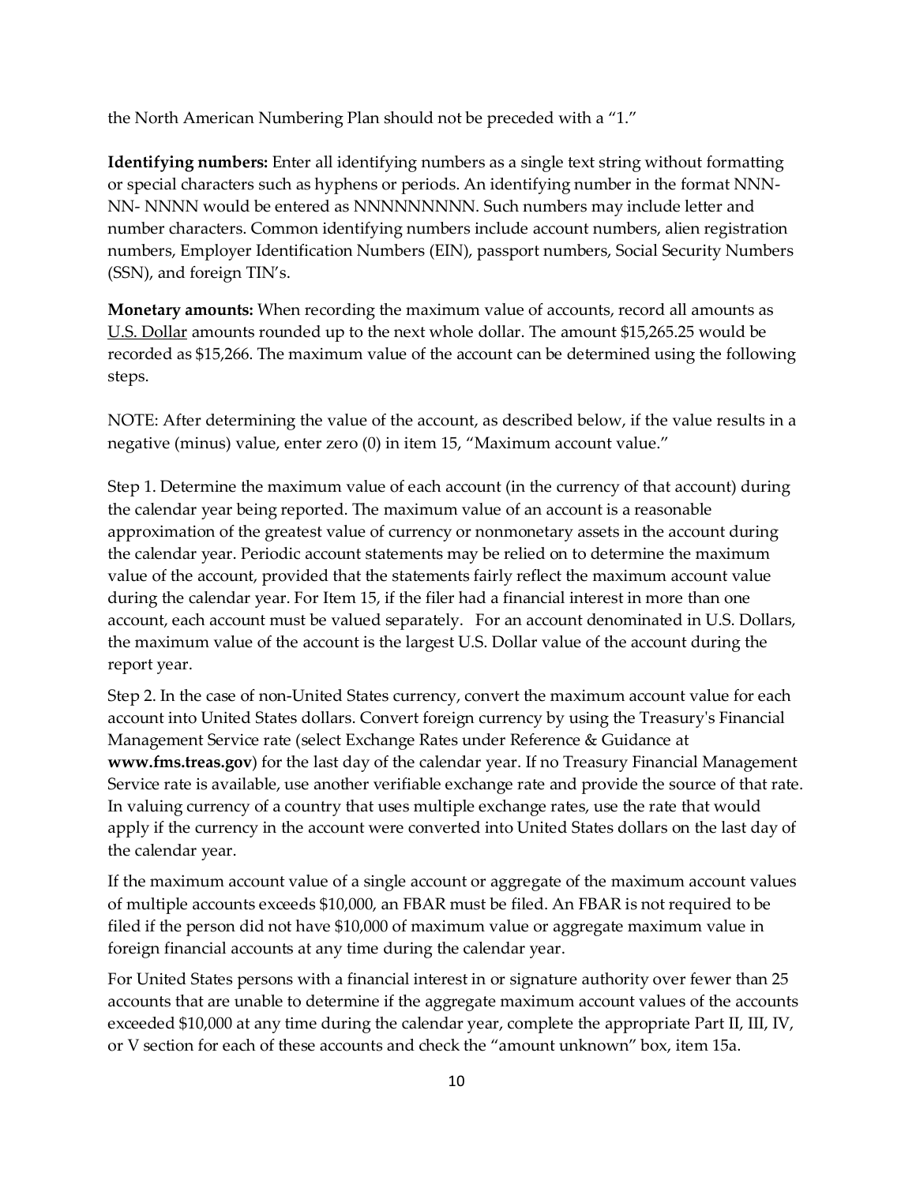the North American Numbering Plan should not be preceded with a "1."

**Identifying numbers:** Enter all identifying numbers as a single text string without formatting or special characters such as hyphens or periods. An identifying number in the format NNN-NN- NNNN would be entered as NNNNNNNNN. Such numbers may include letter and number characters. Common identifying numbers include account numbers, alien registration numbers, Employer Identification Numbers (EIN), passport numbers, Social Security Numbers (SSN), and foreign TIN's.

**Monetary amounts:** When recording the maximum value of accounts, record all amounts as U.S. Dollar amounts rounded up to the next whole dollar. The amount $15,265.25 would be recorded as $15,266. The maximum value of the account can be determined using the following steps.

NOTE: After determining the value of the account, as described below, if the value results in a negative (minus) value, enter zero (0) in item 15, "Maximum account value."

Step 1. Determine the maximum value of each account (in the currency of that account) during the calendar year being reported. The maximum value of an account is a reasonable approximation of the greatest value of currency or nonmonetary assets in the account during the calendar year. Periodic account statements may be relied on to determine the maximum value of the account, provided that the statements fairly reflect the maximum account value during the calendar year. For Item 15, if the filer had a financial interest in more than one account, each account must be valued separately. For an account denominated in U.S. Dollars, the maximum value of the account is the largest U.S. Dollar value of the account during the report year.

Step 2. In the case of non-United States currency, convert the maximum account value for each account into United States dollars. Convert foreign currency by using the Treasury's Financial Management Service rate (select Exchange Rates under Reference & Guidance at **www.fms.treas.gov**) for the last day of the calendar year. If no Treasury Financial Management Service rate is available, use another verifiable exchange rate and provide the source of that rate. In valuing currency of a country that uses multiple exchange rates, use the rate that would apply if the currency in the account were converted into United States dollars on the last day of the calendar year.

If the maximum account value of a single account or aggregate of the maximum account values of multiple accounts exceeds $10,000, an FBAR must be filed. An FBAR is not required to be filed if the person did not have $10,000 of maximum value or aggregate maximum value in foreign financial accounts at any time during the calendar year.

For United States persons with a financial interest in or signature authority over fewer than 25 accounts that are unable to determine if the aggregate maximum account values of the accounts exceeded $10,000 at any time during the calendar year, complete the appropriate Part II, III, IV, or V section for each of these accounts and check the "amount unknown" box, item 15a.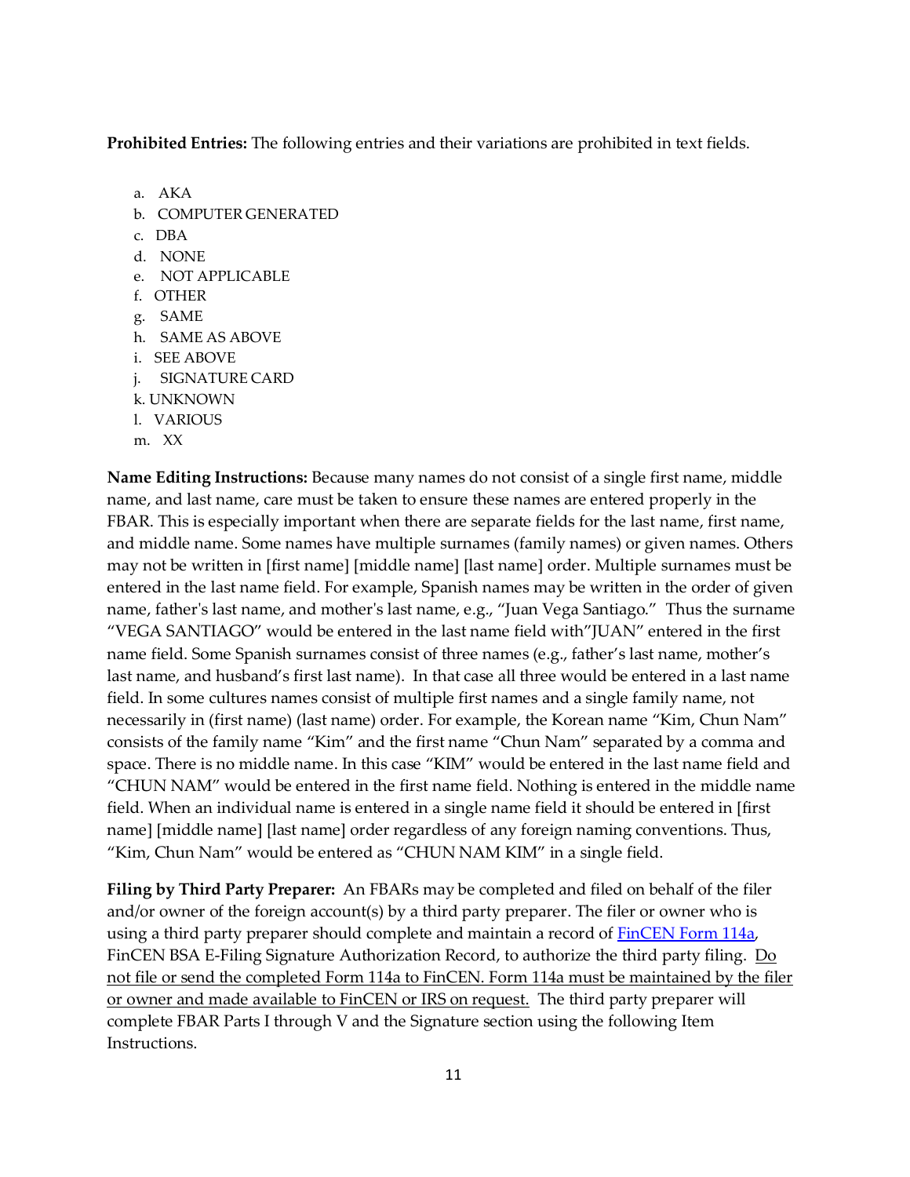**Prohibited Entries:** The following entries and their variations are prohibited in text fields.

a. AKA
b. COMPUTER GENERATED
c. DBA
d. NONE
e. NOT APPLICABLE
f. OTHER
g. SAME
h. SAME AS ABOVE
i. SEE ABOVE
j. SIGNATURE CARD
k. UNKNOWN
l. VARIOUS
m. XX

**Name Editing Instructions:** Because many names do not consist of a single first name, middle name, and last name, care must be taken to ensure these names are entered properly in the FBAR. This is especially important when there are separate fields for the last name, first name, and middle name. Some names have multiple surnames (family names) or given names. Others may not be written in [first name] [middle name] [last name] order. Multiple surnames must be entered in the last name field. For example, Spanish names may be written in the order of given name, father's last name, and mother's last name, e.g., "Juan Vega Santiago." Thus the surname "VEGA SANTIAGO" would be entered in the last name field with"JUAN" entered in the first name field. Some Spanish surnames consist of three names (e.g., father's last name, mother's last name, and husband's first last name). In that case all three would be entered in a last name field. In some cultures names consist of multiple first names and a single family name, not necessarily in (first name) (last name) order. For example, the Korean name "Kim, Chun Nam" consists of the family name "Kim" and the first name "Chun Nam" separated by a comma and space. There is no middle name. In this case "KIM" would be entered in the last name field and "CHUN NAM" would be entered in the first name field. Nothing is entered in the middle name field. When an individual name is entered in a single name field it should be entered in [first name] [middle name] [last name] order regardless of any foreign naming conventions. Thus, "Kim, Chun Nam" would be entered as "CHUN NAM KIM" in a single field.

**Filing by Third Party Preparer:** An FBARs may be completed and filed on behalf of the filer and/or owner of the foreign account(s) by a third party preparer. The filer or owner who is using a third party preparer should complete and maintain a record of FinCEN Form 114a, FinCEN BSA E-Filing Signature Authorization Record, to authorize the third party filing. <u>Do not file or send the completed Form 114a to FinCEN. Form 114a must be maintained by the filer or owner and made available to FinCEN or IRS on request.</u> The third party preparer will complete FBAR Parts I through V and the Signature section using the following Item Instructions.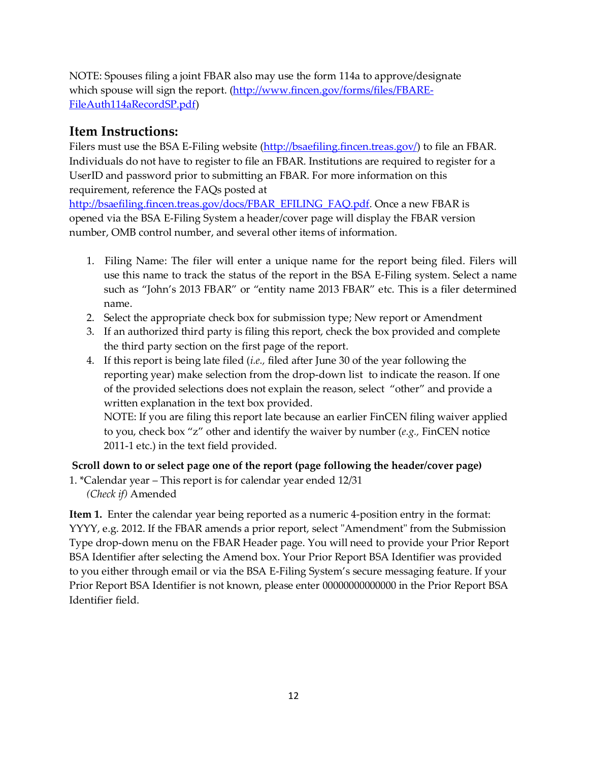NOTE: Spouses filing a joint FBAR also may use the form 114a to approve/designate which spouse will sign the report. ([http://www.fincen.gov/forms/files/FBARE-FileAuth114aRecordSP.pdf](http://www.fincen.gov/forms/files/FBARE-FileAuth114aRecordSP.pdf))

## Item Instructions:

Filers must use the BSA E-Filing website ([http://bsaefiling.fincen.treas.gov/](http://bsaefiling.fincen.treas.gov/)) to file an FBAR. Individuals do not have to register to file an FBAR. Institutions are required to register for a UserID and password prior to submitting an FBAR. For more information on this requirement, reference the FAQs posted at [http://bsaefiling.fincen.treas.gov/docs/FBAR_EFILING_FAQ.pdf](http://bsaefiling.fincen.treas.gov/docs/FBAR_EFILING_FAQ.pdf). Once a new FBAR is opened via the BSA E-Filing System a header/cover page will display the FBAR version number, OMB control number, and several other items of information.

1. Filing Name: The filer will enter a unique name for the report being filed. Filers will use this name to track the status of the report in the BSA E-Filing system. Select a name such as "John's 2013 FBAR" or "entity name 2013 FBAR" etc. This is a filer determined name.
2. Select the appropriate check box for submission type; New report or Amendment
3. If an authorized third party is filing this report, check the box provided and complete the third party section on the first page of the report.
4. If this report is being late filed (*i.e.,* filed after June 30 of the year following the reporting year) make selection from the drop-down list to indicate the reason. If one of the provided selections does not explain the reason, select "other" and provide a written explanation in the text box provided.
   NOTE: If you are filing this report late because an earlier FinCEN filing waiver applied to you, check box "z" other and identify the waiver by number (*e.g.,* FinCEN notice 2011-1 etc.) in the text field provided.

**Scroll down to or select page one of the report (page following the header/cover page)**

1. *Calendar year – This report is for calendar year ended 12/31
   *(Check if)* Amended

**Item 1.** Enter the calendar year being reported as a numeric 4-position entry in the format: YYYY, e.g. 2012. If the FBAR amends a prior report, select "Amendment" from the Submission Type drop-down menu on the FBAR Header page. You will need to provide your Prior Report BSA Identifier after selecting the Amend box. Your Prior Report BSA Identifier was provided to you either through email or via the BSA E-Filing System's secure messaging feature. If your Prior Report BSA Identifier is not known, please enter 00000000000000 in the Prior Report BSA Identifier field.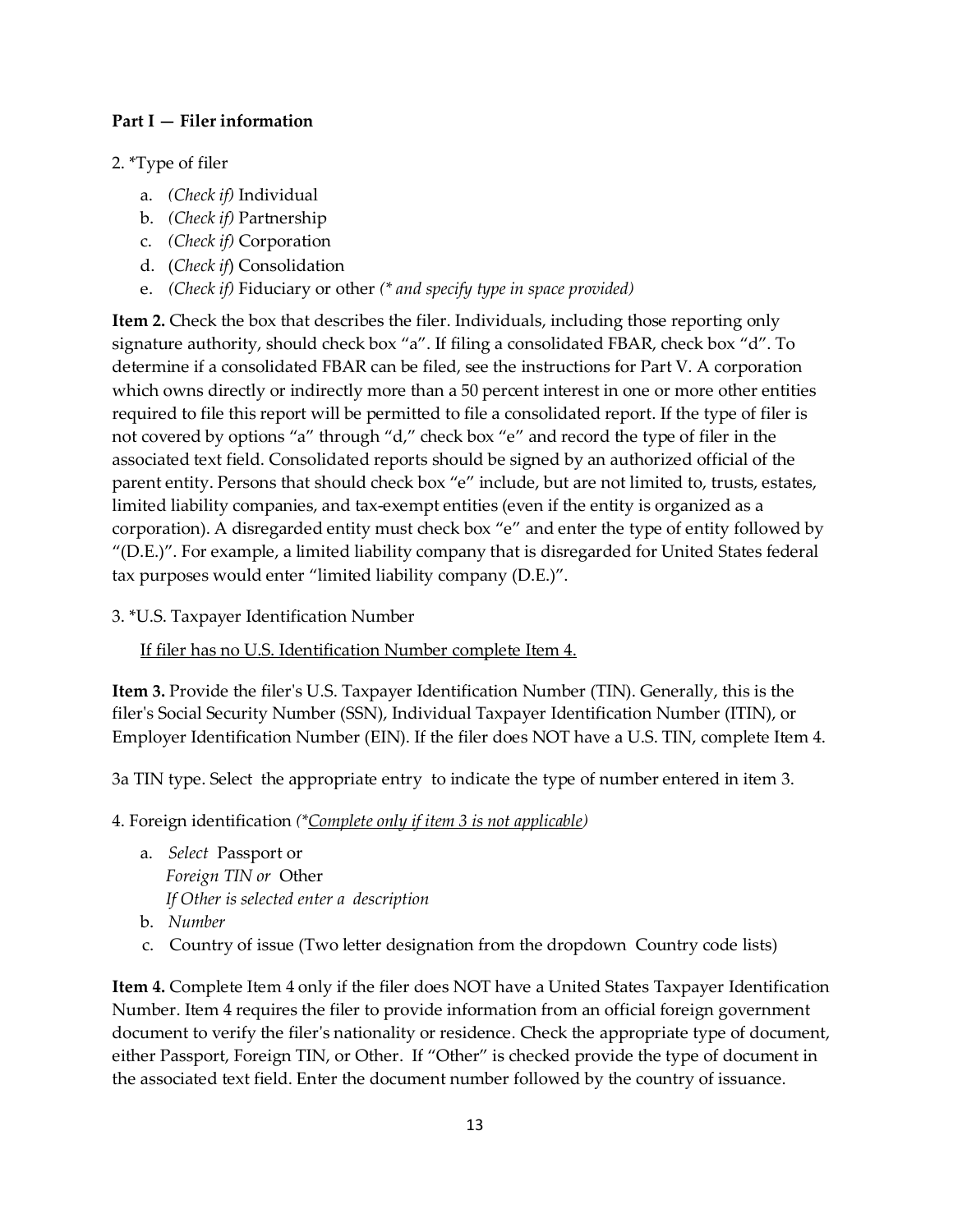**Part I — Filer information**

2. *Type of filer

   a. *(Check if)* Individual
   b. *(Check if)* Partnership
   c. *(Check if)* Corporation
   d. (*Check if*) Consolidation
   e. *(Check if)* Fiduciary or other *(* and specify type in space provided)*

**Item 2.** Check the box that describes the filer. Individuals, including those reporting only signature authority, should check box "a". If filing a consolidated FBAR, check box "d". To determine if a consolidated FBAR can be filed, see the instructions for Part V. A corporation which owns directly or indirectly more than a 50 percent interest in one or more other entities required to file this report will be permitted to file a consolidated report. If the type of filer is not covered by options "a" through "d," check box "e" and record the type of filer in the associated text field. Consolidated reports should be signed by an authorized official of the parent entity. Persons that should check box "e" include, but are not limited to, trusts, estates, limited liability companies, and tax-exempt entities (even if the entity is organized as a corporation). A disregarded entity must check box "e" and enter the type of entity followed by "(D.E.)". For example, a limited liability company that is disregarded for United States federal tax purposes would enter "limited liability company (D.E.)".

3. *U.S. Taxpayer Identification Number

   <u>If filer has no U.S. Identification Number complete Item 4.</u>

**Item 3.** Provide the filer's U.S. Taxpayer Identification Number (TIN). Generally, this is the filer's Social Security Number (SSN), Individual Taxpayer Identification Number (ITIN), or Employer Identification Number (EIN). If the filer does NOT have a U.S. TIN, complete Item 4.

3a TIN type. Select the appropriate entry to indicate the type of number entered in item 3.

4. Foreign identification *(*<u>Complete only if item 3 is not applicable</u>)*

   a. *Select* Passport or
      *Foreign TIN or* Other
      *If Other is selected enter a description*
   b. *Number*
   c. Country of issue (Two letter designation from the dropdown Country code lists)

**Item 4.** Complete Item 4 only if the filer does NOT have a United States Taxpayer Identification Number. Item 4 requires the filer to provide information from an official foreign government document to verify the filer's nationality or residence. Check the appropriate type of document, either Passport, Foreign TIN, or Other. If "Other" is checked provide the type of document in the associated text field. Enter the document number followed by the country of issuance.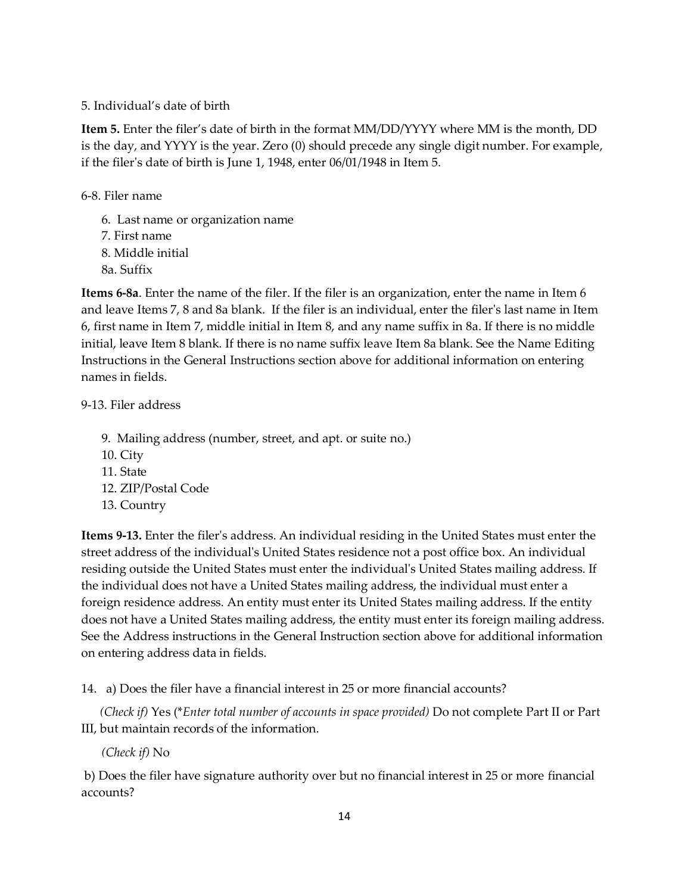5. Individual's date of birth

**Item 5.** Enter the filer's date of birth in the format MM/DD/YYYY where MM is the month, DD is the day, and YYYY is the year. Zero (0) should precede any single digit number. For example, if the filer's date of birth is June 1, 1948, enter 06/01/1948 in Item 5.

6-8. Filer name

6. Last name or organization name
7. First name
8. Middle initial

8a. Suffix

**Items 6-8a**. Enter the name of the filer. If the filer is an organization, enter the name in Item 6 and leave Items 7, 8 and 8a blank. If the filer is an individual, enter the filer's last name in Item 6, first name in Item 7, middle initial in Item 8, and any name suffix in 8a. If there is no middle initial, leave Item 8 blank. If there is no name suffix leave Item 8a blank. See the Name Editing Instructions in the General Instructions section above for additional information on entering names in fields.

9-13. Filer address

9. Mailing address (number, street, and apt. or suite no.)
10. City
11. State
12. ZIP/Postal Code
13. Country

**Items 9-13.** Enter the filer's address. An individual residing in the United States must enter the street address of the individual's United States residence not a post office box. An individual residing outside the United States must enter the individual's United States mailing address. If the individual does not have a United States mailing address, the individual must enter a foreign residence address. An entity must enter its United States mailing address. If the entity does not have a United States mailing address, the entity must enter its foreign mailing address. See the Address instructions in the General Instruction section above for additional information on entering address data in fields.

14. a) Does the filer have a financial interest in 25 or more financial accounts?

*(Check if)* Yes (**Enter total number of accounts in space provided)* Do not complete Part II or Part III, but maintain records of the information.

*(Check if)* No

b) Does the filer have signature authority over but no financial interest in 25 or more financial accounts?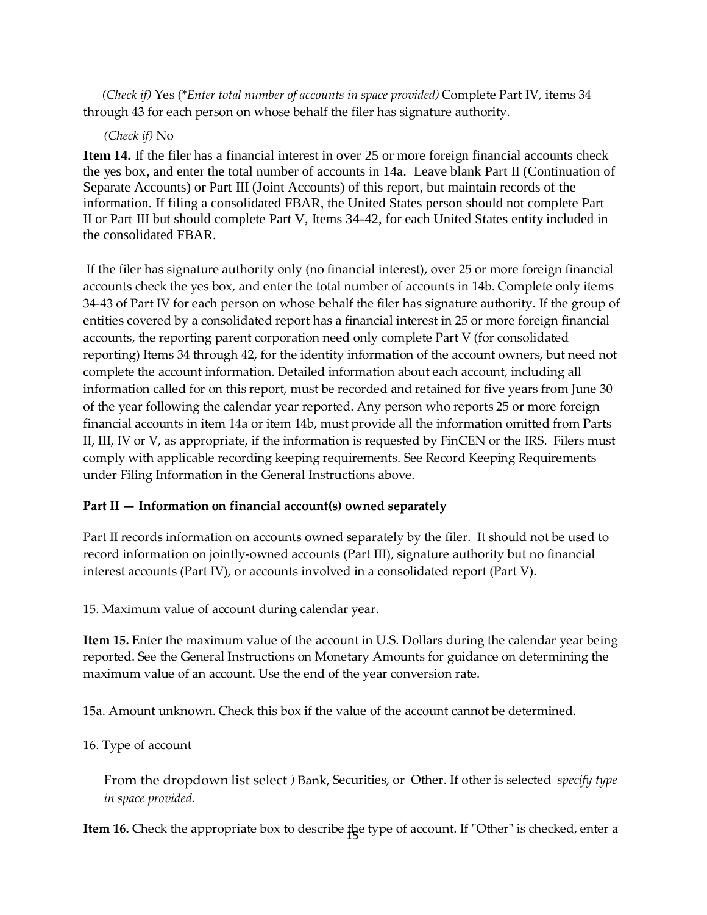*(Check if)* Yes (*\*Enter total number of accounts in space provided)* Complete Part IV, items 34 through 43 for each person on whose behalf the filer has signature authority.

*(Check if)* No

**Item 14.** If the filer has a financial interest in over 25 or more foreign financial accounts check the yes box, and enter the total number of accounts in 14a. Leave blank Part II (Continuation of Separate Accounts) or Part III (Joint Accounts) of this report, but maintain records of the information. If filing a consolidated FBAR, the United States person should not complete Part II or Part III but should complete Part V, Items 34-42, for each United States entity included in the consolidated FBAR.

If the filer has signature authority only (no financial interest), over 25 or more foreign financial accounts check the yes box, and enter the total number of accounts in 14b. Complete only items 34-43 of Part IV for each person on whose behalf the filer has signature authority. If the group of entities covered by a consolidated report has a financial interest in 25 or more foreign financial accounts, the reporting parent corporation need only complete Part V (for consolidated reporting) Items 34 through 42, for the identity information of the account owners, but need not complete the account information. Detailed information about each account, including all information called for on this report, must be recorded and retained for five years from June 30 of the year following the calendar year reported. Any person who reports 25 or more foreign financial accounts in item 14a or item 14b, must provide all the information omitted from Parts II, III, IV or V, as appropriate, if the information is requested by FinCEN or the IRS. Filers must comply with applicable recording keeping requirements. See Record Keeping Requirements under Filing Information in the General Instructions above.

**Part II — Information on financial account(s) owned separately**

Part II records information on accounts owned separately by the filer. It should not be used to record information on jointly-owned accounts (Part III), signature authority but no financial interest accounts (Part IV), or accounts involved in a consolidated report (Part V).

15. Maximum value of account during calendar year.

**Item 15.** Enter the maximum value of the account in U.S. Dollars during the calendar year being reported. See the General Instructions on Monetary Amounts for guidance on determining the maximum value of an account. Use the end of the year conversion rate.

15a. Amount unknown. Check this box if the value of the account cannot be determined.

16. Type of account

From the dropdown list select *)* Bank, Securities, or Other. If other is selected *specify type in space provided.*

**Item 16.** Check the appropriate box to describe the type of account. If "Other" is checked, enter a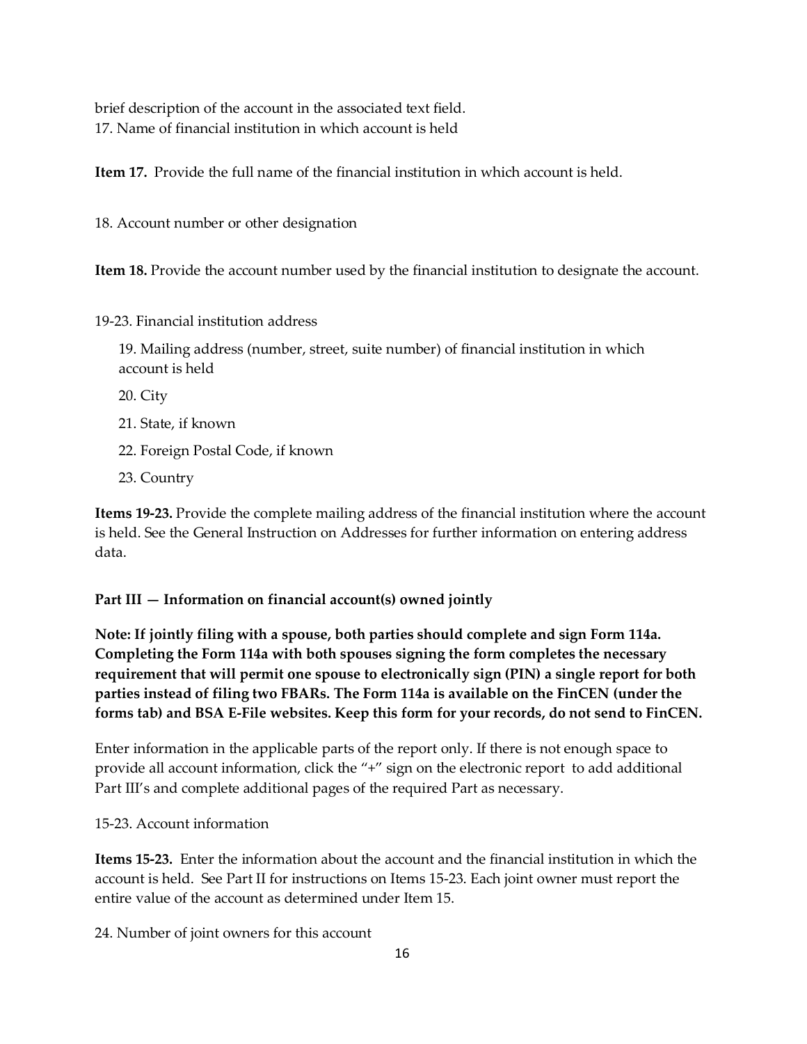brief description of the account in the associated text field.

17. Name of financial institution in which account is held

**Item 17.** Provide the full name of the financial institution in which account is held.

18. Account number or other designation

**Item 18.** Provide the account number used by the financial institution to designate the account.

19-23. Financial institution address

19. Mailing address (number, street, suite number) of financial institution in which account is held

20. City

21. State, if known

22. Foreign Postal Code, if known

23. Country

**Items 19-23.** Provide the complete mailing address of the financial institution where the account is held. See the General Instruction on Addresses for further information on entering address data.

**Part III — Information on financial account(s) owned jointly**

**Note: If jointly filing with a spouse, both parties should complete and sign Form 114a. Completing the Form 114a with both spouses signing the form completes the necessary requirement that will permit one spouse to electronically sign (PIN) a single report for both parties instead of filing two FBARs. The Form 114a is available on the FinCEN (under the forms tab) and BSA E-File websites. Keep this form for your records, do not send to FinCEN.**

Enter information in the applicable parts of the report only. If there is not enough space to provide all account information, click the "+" sign on the electronic report to add additional Part III's and complete additional pages of the required Part as necessary.

15-23. Account information

**Items 15-23.** Enter the information about the account and the financial institution in which the account is held. See Part II for instructions on Items 15-23. Each joint owner must report the entire value of the account as determined under Item 15.

24. Number of joint owners for this account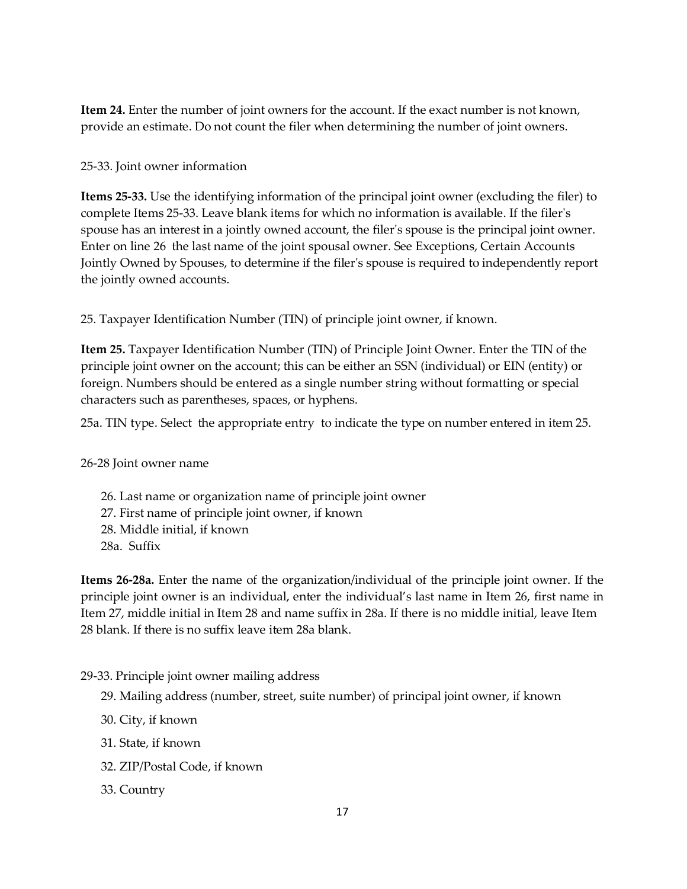**Item 24.** Enter the number of joint owners for the account. If the exact number is not known, provide an estimate. Do not count the filer when determining the number of joint owners.

25-33. Joint owner information

**Items 25-33.** Use the identifying information of the principal joint owner (excluding the filer) to complete Items 25-33. Leave blank items for which no information is available. If the filer's spouse has an interest in a jointly owned account, the filer's spouse is the principal joint owner. Enter on line 26 the last name of the joint spousal owner. See Exceptions, Certain Accounts Jointly Owned by Spouses, to determine if the filer's spouse is required to independently report the jointly owned accounts.

25. Taxpayer Identification Number (TIN) of principle joint owner, if known.

**Item 25.** Taxpayer Identification Number (TIN) of Principle Joint Owner. Enter the TIN of the principle joint owner on the account; this can be either an SSN (individual) or EIN (entity) or foreign. Numbers should be entered as a single number string without formatting or special characters such as parentheses, spaces, or hyphens.

25a. TIN type. Select the appropriate entry to indicate the type on number entered in item 25.

26-28 Joint owner name

- 26. Last name or organization name of principle joint owner
- 27. First name of principle joint owner, if known
- 28. Middle initial, if known
- 28a. Suffix

**Items 26-28a.** Enter the name of the organization/individual of the principle joint owner. If the principle joint owner is an individual, enter the individual's last name in Item 26, first name in Item 27, middle initial in Item 28 and name suffix in 28a. If there is no middle initial, leave Item 28 blank. If there is no suffix leave item 28a blank.

29-33. Principle joint owner mailing address

- 29. Mailing address (number, street, suite number) of principal joint owner, if known
- 30. City, if known
- 31. State, if known
- 32. ZIP/Postal Code, if known
- 33. Country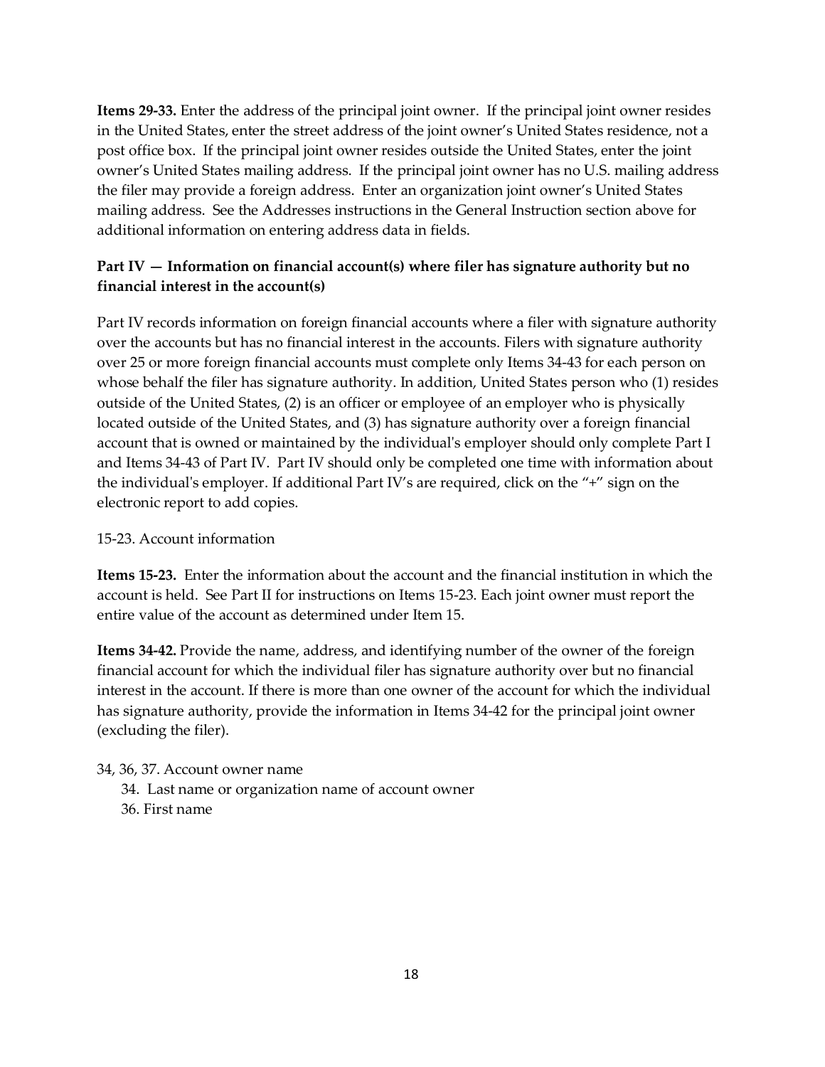**Items 29-33.** Enter the address of the principal joint owner. If the principal joint owner resides in the United States, enter the street address of the joint owner's United States residence, not a post office box. If the principal joint owner resides outside the United States, enter the joint owner's United States mailing address. If the principal joint owner has no U.S. mailing address the filer may provide a foreign address. Enter an organization joint owner's United States mailing address. See the Addresses instructions in the General Instruction section above for additional information on entering address data in fields.

### Part IV — Information on financial account(s) where filer has signature authority but no financial interest in the account(s)

Part IV records information on foreign financial accounts where a filer with signature authority over the accounts but has no financial interest in the accounts. Filers with signature authority over 25 or more foreign financial accounts must complete only Items 34-43 for each person on whose behalf the filer has signature authority. In addition, United States person who (1) resides outside of the United States, (2) is an officer or employee of an employer who is physically located outside of the United States, and (3) has signature authority over a foreign financial account that is owned or maintained by the individual's employer should only complete Part I and Items 34-43 of Part IV. Part IV should only be completed one time with information about the individual's employer. If additional Part IV's are required, click on the "+" sign on the electronic report to add copies.

15-23. Account information

**Items 15-23.** Enter the information about the account and the financial institution in which the account is held. See Part II for instructions on Items 15-23. Each joint owner must report the entire value of the account as determined under Item 15.

**Items 34-42.** Provide the name, address, and identifying number of the owner of the foreign financial account for which the individual filer has signature authority over but no financial interest in the account. If there is more than one owner of the account for which the individual has signature authority, provide the information in Items 34-42 for the principal joint owner (excluding the filer).

34, 36, 37. Account owner name

- 34. Last name or organization name of account owner
- 36. First name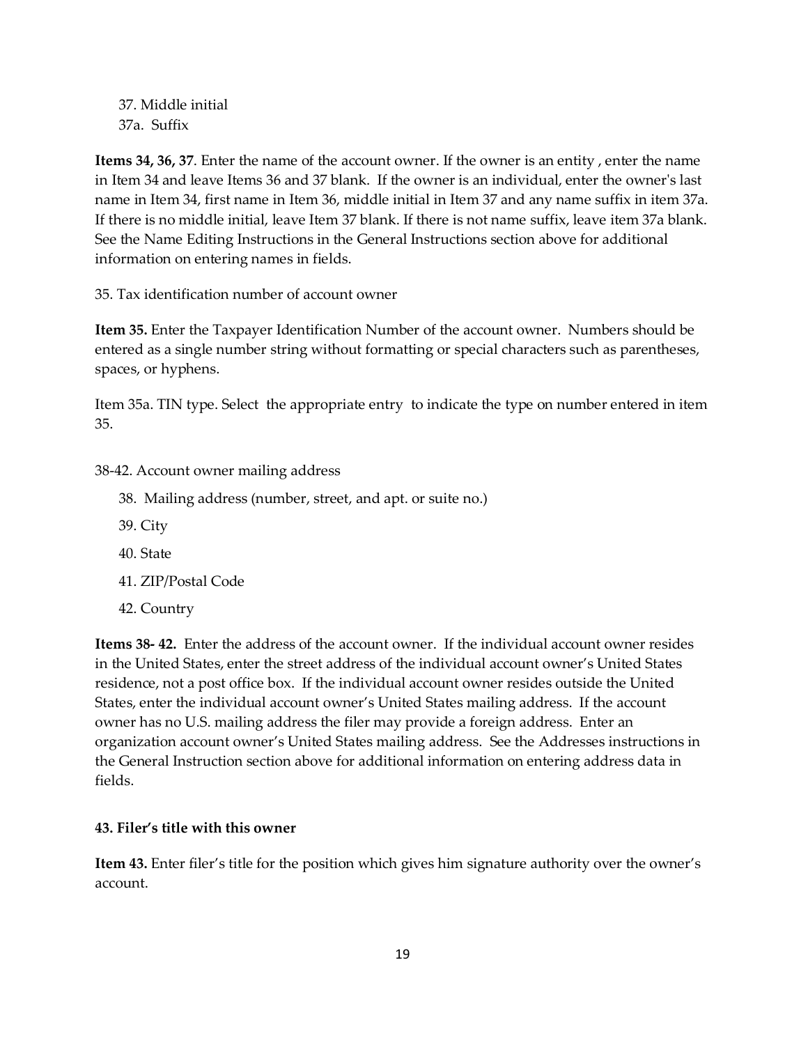37. Middle initial

37a. Suffix

**Items 34, 36, 37**. Enter the name of the account owner. If the owner is an entity , enter the name in Item 34 and leave Items 36 and 37 blank. If the owner is an individual, enter the owner's last name in Item 34, first name in Item 36, middle initial in Item 37 and any name suffix in item 37a. If there is no middle initial, leave Item 37 blank. If there is not name suffix, leave item 37a blank. See the Name Editing Instructions in the General Instructions section above for additional information on entering names in fields.

35. Tax identification number of account owner

**Item 35.** Enter the Taxpayer Identification Number of the account owner. Numbers should be entered as a single number string without formatting or special characters such as parentheses, spaces, or hyphens.

Item 35a. TIN type. Select the appropriate entry to indicate the type on number entered in item 35.

38-42. Account owner mailing address

38. Mailing address (number, street, and apt. or suite no.)
39. City
40. State
41. ZIP/Postal Code
42. Country

**Items 38- 42.** Enter the address of the account owner. If the individual account owner resides in the United States, enter the street address of the individual account owner's United States residence, not a post office box. If the individual account owner resides outside the United States, enter the individual account owner's United States mailing address. If the account owner has no U.S. mailing address the filer may provide a foreign address. Enter an organization account owner's United States mailing address. See the Addresses instructions in the General Instruction section above for additional information on entering address data in fields.

**43. Filer's title with this owner**

**Item 43.** Enter filer's title for the position which gives him signature authority over the owner's account.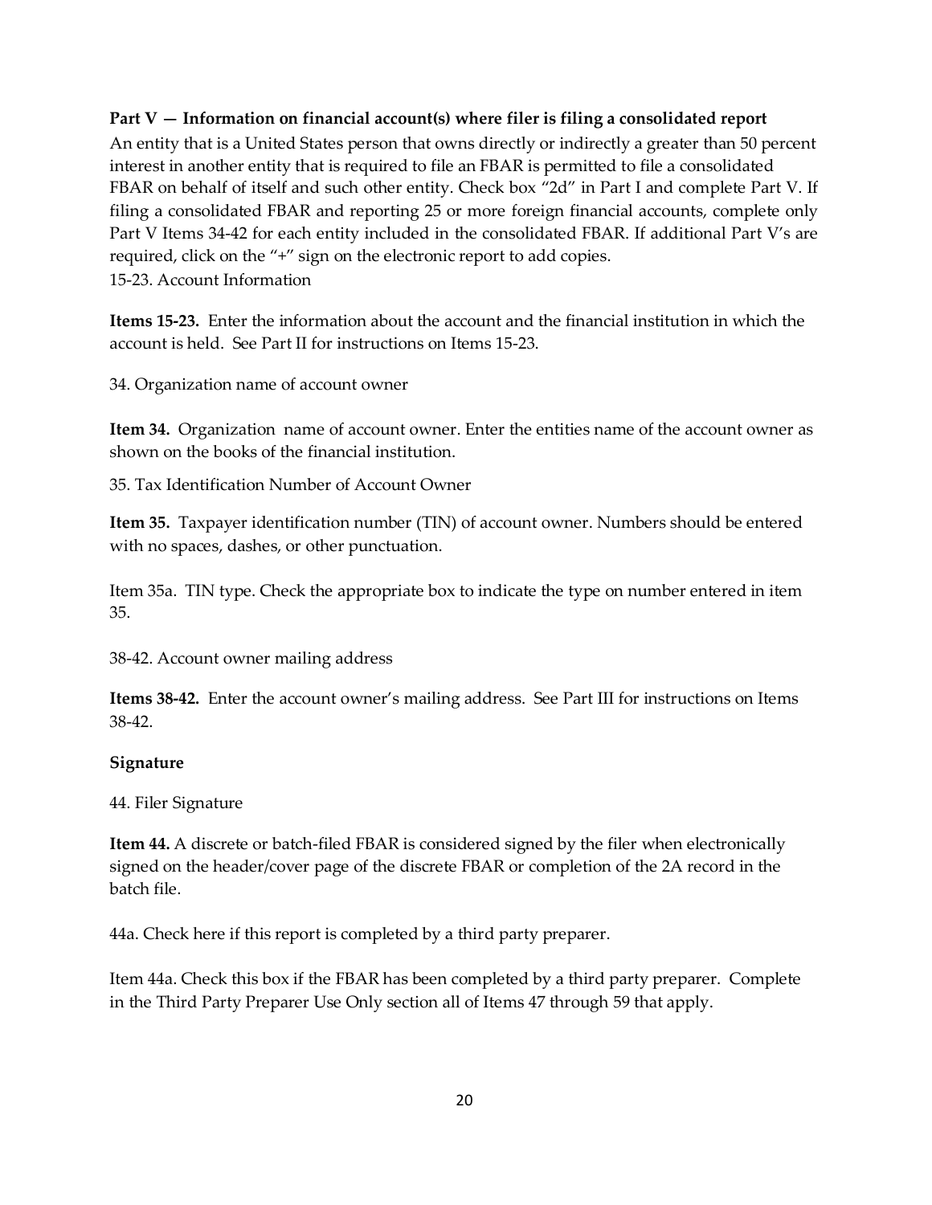**Part V — Information on financial account(s) where filer is filing a consolidated report**

An entity that is a United States person that owns directly or indirectly a greater than 50 percent interest in another entity that is required to file an FBAR is permitted to file a consolidated FBAR on behalf of itself and such other entity. Check box "2d" in Part I and complete Part V. If filing a consolidated FBAR and reporting 25 or more foreign financial accounts, complete only Part V Items 34-42 for each entity included in the consolidated FBAR. If additional Part V's are required, click on the "+" sign on the electronic report to add copies.

15-23. Account Information

**Items 15-23.** Enter the information about the account and the financial institution in which the account is held. See Part II for instructions on Items 15-23.

34. Organization name of account owner

**Item 34.** Organization name of account owner. Enter the entities name of the account owner as shown on the books of the financial institution.

35. Tax Identification Number of Account Owner

**Item 35.** Taxpayer identification number (TIN) of account owner. Numbers should be entered with no spaces, dashes, or other punctuation.

Item 35a. TIN type. Check the appropriate box to indicate the type on number entered in item 35.

38-42. Account owner mailing address

**Items 38-42.** Enter the account owner's mailing address. See Part III for instructions on Items 38-42.

**Signature**

44. Filer Signature

**Item 44.** A discrete or batch-filed FBAR is considered signed by the filer when electronically signed on the header/cover page of the discrete FBAR or completion of the 2A record in the batch file.

44a. Check here if this report is completed by a third party preparer.

Item 44a. Check this box if the FBAR has been completed by a third party preparer. Complete in the Third Party Preparer Use Only section all of Items 47 through 59 that apply.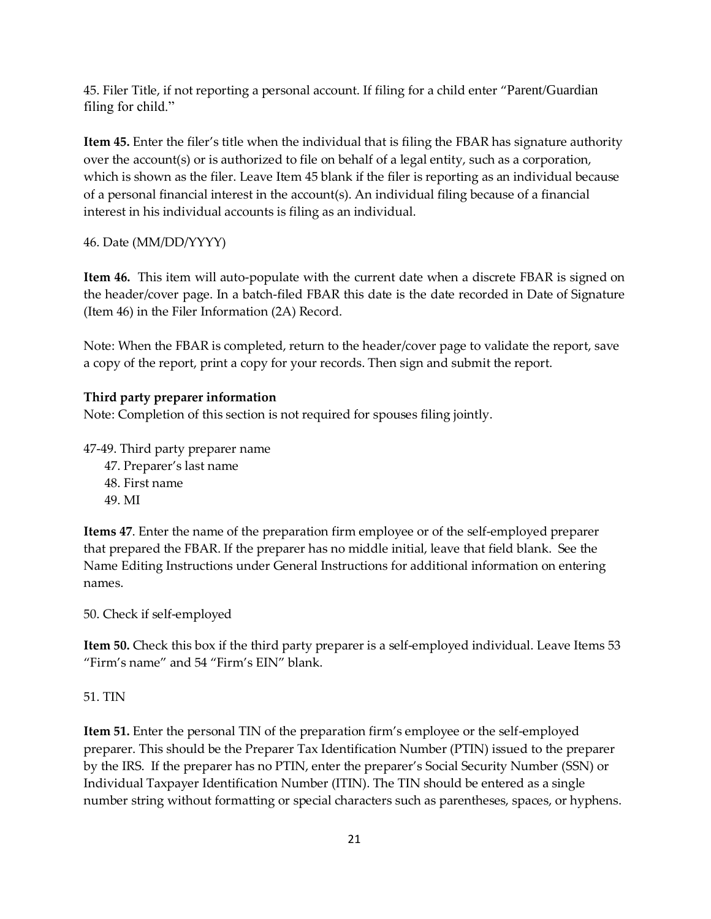45. Filer Title, if not reporting a personal account. If filing for a child enter "Parent/Guardian filing for child."

**Item 45.** Enter the filer's title when the individual that is filing the FBAR has signature authority over the account(s) or is authorized to file on behalf of a legal entity, such as a corporation, which is shown as the filer. Leave Item 45 blank if the filer is reporting as an individual because of a personal financial interest in the account(s). An individual filing because of a financial interest in his individual accounts is filing as an individual.

46. Date (MM/DD/YYYY)

**Item 46.** This item will auto-populate with the current date when a discrete FBAR is signed on the header/cover page. In a batch-filed FBAR this date is the date recorded in Date of Signature (Item 46) in the Filer Information (2A) Record.

Note: When the FBAR is completed, return to the header/cover page to validate the report, save a copy of the report, print a copy for your records. Then sign and submit the report.

**Third party preparer information**

Note: Completion of this section is not required for spouses filing jointly.

47-49. Third party preparer name

- 47. Preparer's last name
- 48. First name
- 49. MI

**Items 47**. Enter the name of the preparation firm employee or of the self-employed preparer that prepared the FBAR. If the preparer has no middle initial, leave that field blank. See the Name Editing Instructions under General Instructions for additional information on entering names.

50. Check if self-employed

**Item 50.** Check this box if the third party preparer is a self-employed individual. Leave Items 53 "Firm's name" and 54 "Firm's EIN" blank.

51. TIN

**Item 51.** Enter the personal TIN of the preparation firm's employee or the self-employed preparer. This should be the Preparer Tax Identification Number (PTIN) issued to the preparer by the IRS. If the preparer has no PTIN, enter the preparer's Social Security Number (SSN) or Individual Taxpayer Identification Number (ITIN). The TIN should be entered as a single number string without formatting or special characters such as parentheses, spaces, or hyphens.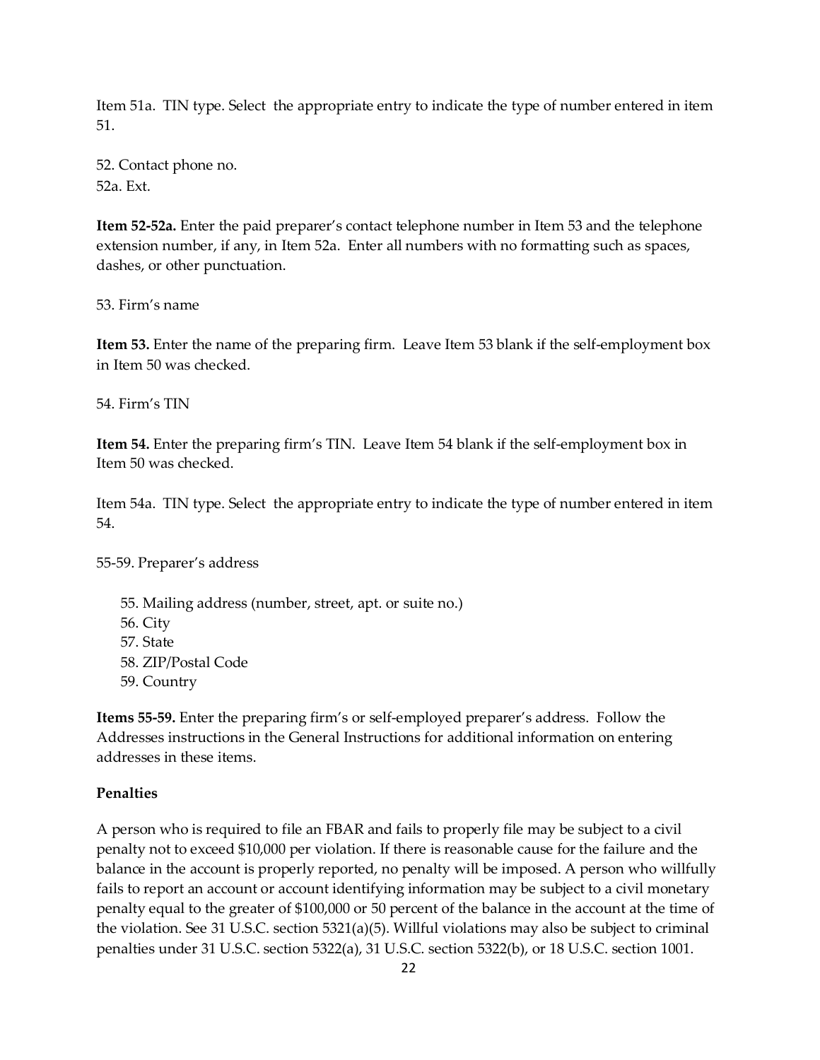Item 51a. TIN type. Select the appropriate entry to indicate the type of number entered in item 51.

52. Contact phone no.
52a. Ext.

**Item 52-52a.** Enter the paid preparer's contact telephone number in Item 53 and the telephone extension number, if any, in Item 52a. Enter all numbers with no formatting such as spaces, dashes, or other punctuation.

53. Firm's name

**Item 53.** Enter the name of the preparing firm. Leave Item 53 blank if the self-employment box in Item 50 was checked.

54. Firm's TIN

**Item 54.** Enter the preparing firm's TIN. Leave Item 54 blank if the self-employment box in Item 50 was checked.

Item 54a. TIN type. Select the appropriate entry to indicate the type of number entered in item 54.

55-59. Preparer's address

55. Mailing address (number, street, apt. or suite no.)
56. City
57. State
58. ZIP/Postal Code
59. Country

**Items 55-59.** Enter the preparing firm's or self-employed preparer's address. Follow the Addresses instructions in the General Instructions for additional information on entering addresses in these items.

**Penalties**

A person who is required to file an FBAR and fails to properly file may be subject to a civil penalty not to exceed $10,000 per violation. If there is reasonable cause for the failure and the balance in the account is properly reported, no penalty will be imposed. A person who willfully fails to report an account or account identifying information may be subject to a civil monetary penalty equal to the greater of $100,000 or 50 percent of the balance in the account at the time of the violation. See 31 U.S.C. section 5321(a)(5). Willful violations may also be subject to criminal penalties under 31 U.S.C. section 5322(a), 31 U.S.C. section 5322(b), or 18 U.S.C. section 1001.